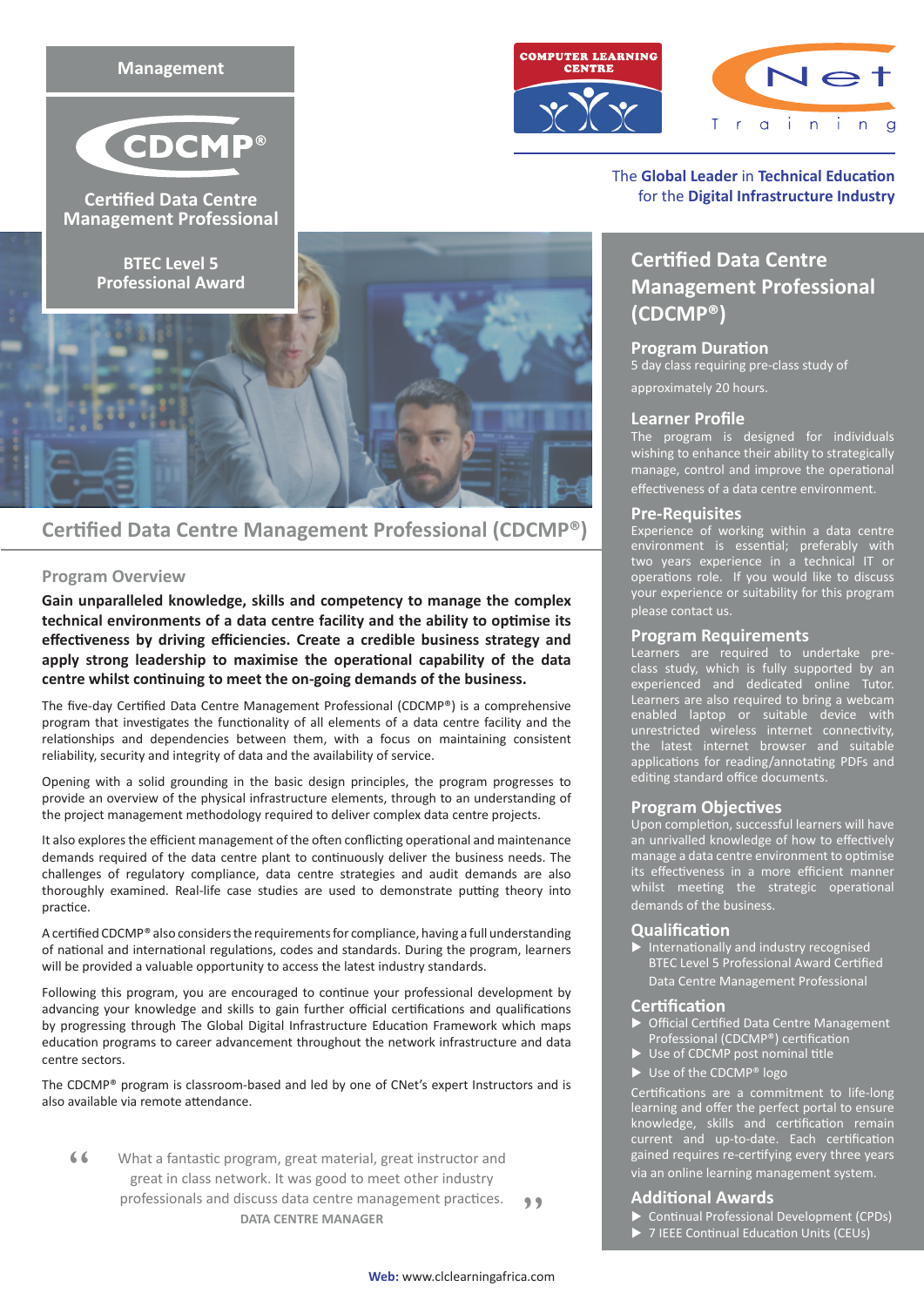Management

CDCMP®

Certified Data Centre Management Professional

BTEC Level 5 Professional Award

COMPUTER LEARNING CENTRE

Net Training

The **Global Leader** in **Technical Education** for the **Digital Infrastructure Industry**

# Certified Data Centre Management Professional (CDCMP®)

## Program Overview

**Gain unparalleled knowledge, skills and competency to manage the complex technical environments of a data centre facility and the ability to optimise its effectiveness by driving efficiencies. Create a credible business strategy and apply strong leadership to maximise the operational capability of the data centre whilst continuing to meet the on-going demands of the business.**

The five-day Certified Data Centre Management Professional (CDCMP®) is a comprehensive program that investigates the functionality of all elements of a data centre facility and the relationships and dependencies between them, with a focus on maintaining consistent reliability, security and integrity of data and the availability of service.

Opening with a solid grounding in the basic design principles, the program progresses to provide an overview of the physical infrastructure elements, through to an understanding of the project management methodology required to deliver complex data centre projects.

It also explores the efficient management of the often conflicting operational and maintenance demands required of the data centre plant to continuously deliver the business needs. The challenges of regulatory compliance, data centre strategies and audit demands are also thoroughly examined. Real-life case studies are used to demonstrate putting theory into practice.

A certified CDCMP® also considers the requirements for compliance, having a full understanding of national and international regulations, codes and standards. During the program, learners will be provided a valuable opportunity to access the latest industry standards.

Following this program, you are encouraged to continue your professional development by advancing your knowledge and skills to gain further official certifications and qualifications by progressing through The Global Digital Infrastructure Education Framework which maps education programs to career advancement throughout the network infrastructure and data centre sectors.

The CDCMP® program is classroom-based and led by one of CNet's expert Instructors and is also available via remote attendance.

> "What a fantastic program, great material, great instructor and great in class network. It was good to meet other industry professionals and discuss data centre management practices."
>
> DATA CENTRE MANAGER

## Certified Data Centre Management Professional (CDCMP®)

### Program Duration

5 day class requiring pre-class study of approximately 20 hours.

### Learner Profile

The program is designed for individuals wishing to enhance their ability to strategically manage, control and improve the operational effectiveness of a data centre environment.

### Pre-Requisites

Experience of working within a data centre environment is essential; preferably with two years experience in a technical IT or operations role. If you would like to discuss your experience or suitability for this program please contact us.

### Program Requirements

Learners are required to undertake pre-class study, which is fully supported by an experienced and dedicated online Tutor. Learners are also required to bring a webcam enabled laptop or suitable device with unrestricted wireless internet connectivity, the latest internet browser and suitable applications for reading/annotating PDFs and editing standard office documents.

### Program Objectives

Upon completion, successful learners will have an unrivalled knowledge of how to effectively manage a data centre environment to optimise its effectiveness in a more efficient manner whilst meeting the strategic operational demands of the business.

### Qualification

- Internationally and industry recognised BTEC Level 5 Professional Award Certified Data Centre Management Professional

### Certification

- Official Certified Data Centre Management Professional (CDCMP®) certification
- Use of CDCMP post nominal title
- Use of the CDCMP® logo

Certifications are a commitment to life-long learning and offer the perfect portal to ensure knowledge, skills and certification remain current and up-to-date. Each certification gained requires re-certifying every three years via an online learning management system.

### Additional Awards

- Continual Professional Development (CPDs)
- 7 IEEE Continual Education Units (CEUs)

**Web:** www.clclearningafrica.com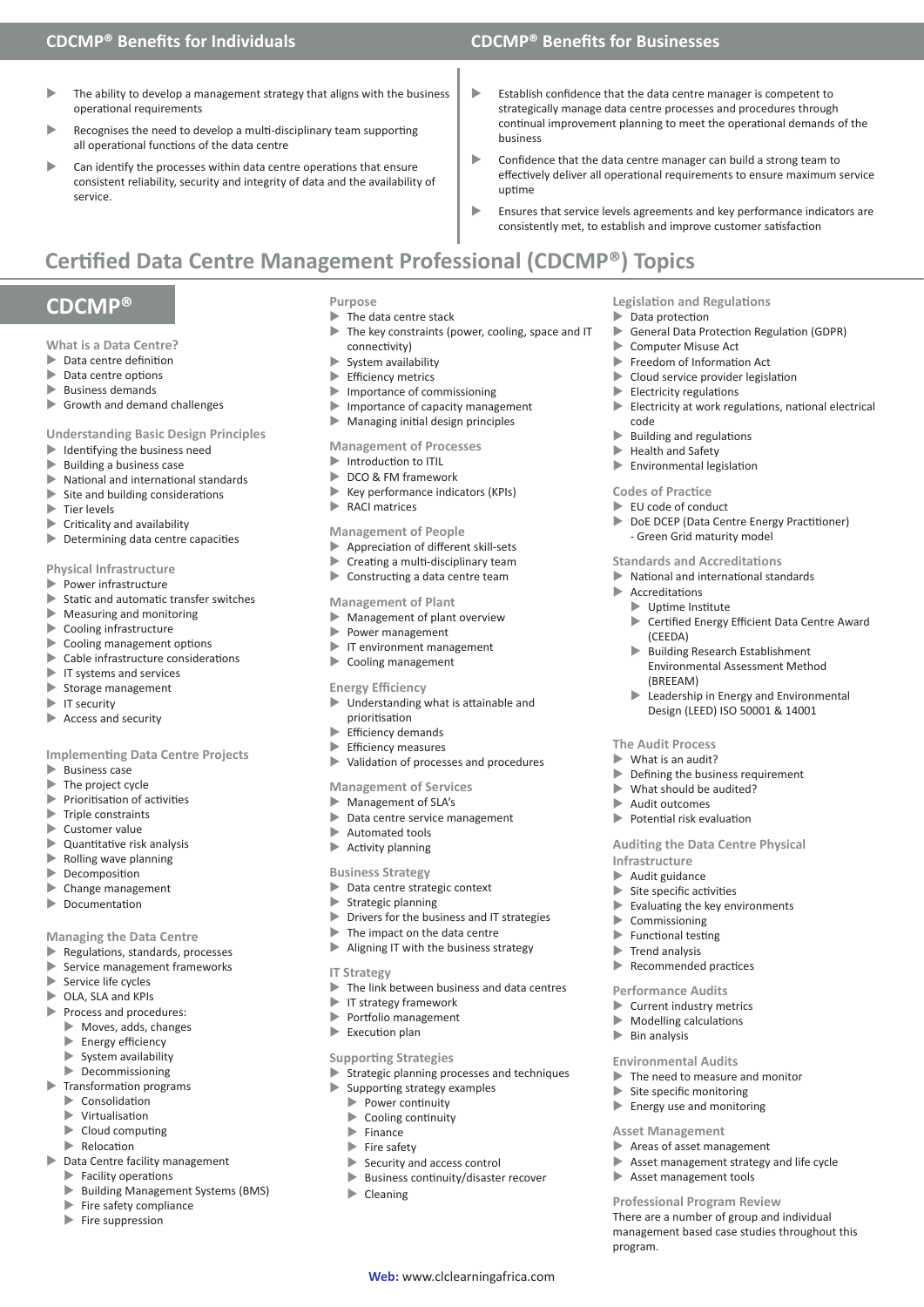## CDCMP® Benefits for Individuals

- The ability to develop a management strategy that aligns with the business operational requirements
- Recognises the need to develop a multi-disciplinary team supporting all operational functions of the data centre
- Can identify the processes within data centre operations that ensure consistent reliability, security and integrity of data and the availability of service.

## CDCMP® Benefits for Businesses

- Establish confidence that the data centre manager is competent to strategically manage data centre processes and procedures through continual improvement planning to meet the operational demands of the business
- Confidence that the data centre manager can build a strong team to effectively deliver all operational requirements to ensure maximum service uptime
- Ensures that service levels agreements and key performance indicators are consistently met, to establish and improve customer satisfaction

# Certified Data Centre Management Professional (CDCMP®) Topics

## CDCMP®

### What is a Data Centre?

- Data centre definition
- Data centre options
- Business demands
- Growth and demand challenges

### Understanding Basic Design Principles

- Identifying the business need
- Building a business case
- National and international standards
- Site and building considerations
- Tier levels
- Criticality and availability
- Determining data centre capacities

### Physical Infrastructure

- Power infrastructure
- Static and automatic transfer switches
- Measuring and monitoring
- Cooling infrastructure
- Cooling management options
- Cable infrastructure considerations
- IT systems and services
- Storage management
- IT security
- Access and security

### Implementing Data Centre Projects

- Business case
- The project cycle
- Prioritisation of activities
- Triple constraints
- Customer value
- Quantitative risk analysis
- Rolling wave planning
- Decomposition
- Change management
- Documentation

### Managing the Data Centre

- Regulations, standards, processes
- Service management frameworks
- Service life cycles
- OLA, SLA and KPIs
- Process and procedures:
  - Moves, adds, changes
  - Energy efficiency
  - System availability
  - Decommissioning
- Transformation programs
  - Consolidation
  - Virtualisation
  - Cloud computing
  - Relocation
- Data Centre facility management
  - Facility operations
  - Building Management Systems (BMS)
  - Fire safety compliance
  - Fire suppression

### Purpose

- The data centre stack
- The key constraints (power, cooling, space and IT connectivity)
- System availability
- Efficiency metrics
- Importance of commissioning
- Importance of capacity management
- Managing initial design principles

### Management of Processes

- Introduction to ITIL
- DCO & FM framework
- Key performance indicators (KPIs)
- RACI matrices

### Management of People

- Appreciation of different skill-sets
- Creating a multi-disciplinary team
- Constructing a data centre team

### Management of Plant

- Management of plant overview
- Power management
- IT environment management
- Cooling management

### Energy Efficiency

- Understanding what is attainable and prioritisation
- Efficiency demands
- Efficiency measures
- Validation of processes and procedures

### Management of Services

- Management of SLA's
- Data centre service management
- Automated tools
- Activity planning

### Business Strategy

- Data centre strategic context
- Strategic planning
- Drivers for the business and IT strategies
- The impact on the data centre
- Aligning IT with the business strategy

### IT Strategy

- The link between business and data centres
- IT strategy framework
- Portfolio management
- Execution plan

### Supporting Strategies

- Strategic planning processes and techniques
- Supporting strategy examples
  - Power continuity
  - Cooling continuity
  - Finance
  - Fire safety
  - Security and access control
  - Business continuity/disaster recover
  - Cleaning

### Legislation and Regulations

- Data protection
- General Data Protection Regulation (GDPR)
- Computer Misuse Act
- Freedom of Information Act
- Cloud service provider legislation
- Electricity regulations
- Electricity at work regulations, national electrical code
- Building and regulations
- Health and Safety
- Environmental legislation

### Codes of Practice

- EU code of conduct
- DoE DCEP (Data Centre Energy Practitioner) - Green Grid maturity model

### Standards and Accreditations

- National and international standards
- Accreditations
  - Uptime Institute
  - Certified Energy Efficient Data Centre Award (CEEDA)
  - Building Research Establishment Environmental Assessment Method (BREEAM)
  - Leadership in Energy and Environmental Design (LEED) ISO 50001 & 14001

### The Audit Process

- What is an audit?
- Defining the business requirement
- What should be audited?
- Audit outcomes
- Potential risk evaluation

### Auditing the Data Centre Physical Infrastructure

- Audit guidance
- Site specific activities
- Evaluating the key environments
- Commissioning
- Functional testing
- Trend analysis
- Recommended practices

### Performance Audits

- Current industry metrics
- Modelling calculations
- Bin analysis

### Environmental Audits

- The need to measure and monitor
- Site specific monitoring
- Energy use and monitoring

### Asset Management

- Areas of asset management
- Asset management strategy and life cycle
- Asset management tools

### Professional Program Review

There are a number of group and individual management based case studies throughout this program.

**Web:** www.clclearningafrica.com